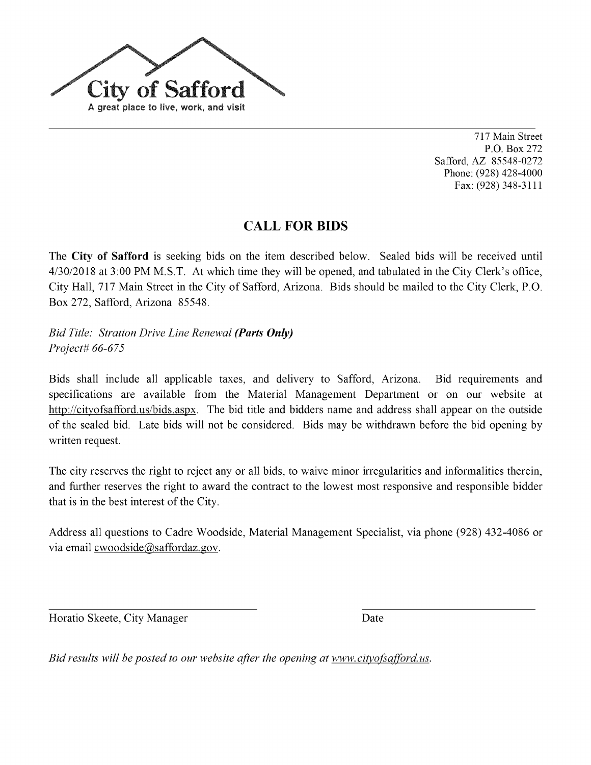**City of Safford**
A great place to live, work, and visit

717 Main Street
P.O. Box 272
Safford, AZ 85548-0272
Phone: (928) 428-4000
Fax: (928) 348-3111

# CALL FOR BIDS

The **City of Safford** is seeking bids on the item described below. Sealed bids will be received until 4/30/2018 at 3:00 PM M.S.T. At which time they will be opened, and tabulated in the City Clerk's office, City Hall, 717 Main Street in the City of Safford, Arizona. Bids should be mailed to the City Clerk, P.O. Box 272, Safford, Arizona 85548.

*Bid Title: Stratton Drive Line Renewal* ***(Parts Only)***
*Project# 66-675*

Bids shall include all applicable taxes, and delivery to Safford, Arizona. Bid requirements and specifications are available from the Material Management Department or on our website at http://cityofsafford.us/bids.aspx. The bid title and bidders name and address shall appear on the outside of the sealed bid. Late bids will not be considered. Bids may be withdrawn before the bid opening by written request.

The city reserves the right to reject any or all bids, to waive minor irregularities and informalities therein, and further reserves the right to award the contract to the lowest most responsive and responsible bidder that is in the best interest of the City.

Address all questions to Cadre Woodside, Material Management Specialist, via phone (928) 432-4086 or via email cwoodside@saffordaz.gov.

Horatio Skeete, City Manager

Date

*Bid results will be posted to our website after the opening at www.cityofsafford.us.*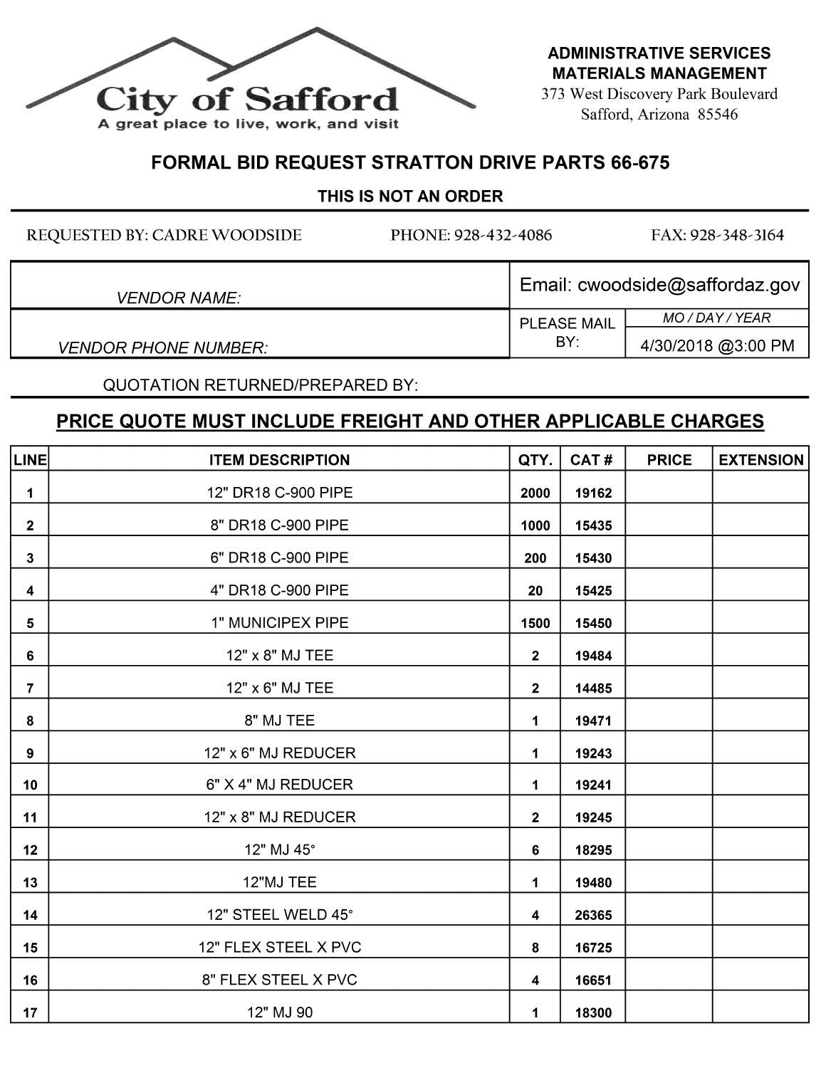City of Safford
A great place to live, work, and visit

**ADMINISTRATIVE SERVICES**
**MATERIALS MANAGEMENT**
373 West Discovery Park Boulevard
Safford, Arizona 85546

## FORMAL BID REQUEST STRATTON DRIVE PARTS 66-675

**THIS IS NOT AN ORDER**

REQUESTED BY: CADRE WOODSIDE PHONE: 928-432-4086 FAX: 928-348-3164

| | | |
|---|---|---|
| *VENDOR NAME:* | Email: cwoodside@saffordaz.gov | |
| *VENDOR PHONE NUMBER:* | PLEASE MAIL BY: | *MO / DAY / YEAR* 4/30/2018 @3:00 PM |

QUOTATION RETURNED/PREPARED BY:

## PRICE QUOTE MUST INCLUDE FREIGHT AND OTHER APPLICABLE CHARGES

| LINE | ITEM DESCRIPTION | QTY. | CAT # | PRICE | EXTENSION |
|---|---|---|---|---|---|
| 1 | 12" DR18 C-900 PIPE | 2000 | 19162 | | |
| 2 | 8" DR18 C-900 PIPE | 1000 | 15435 | | |
| 3 | 6" DR18 C-900 PIPE | 200 | 15430 | | |
| 4 | 4" DR18 C-900 PIPE | 20 | 15425 | | |
| 5 | 1" MUNICIPEX PIPE | 1500 | 15450 | | |
| 6 | 12" x 8" MJ TEE | 2 | 19484 | | |
| 7 | 12" x 6" MJ TEE | 2 | 14485 | | |
| 8 | 8" MJ TEE | 1 | 19471 | | |
| 9 | 12" x 6" MJ REDUCER | 1 | 19243 | | |
| 10 | 6" X 4" MJ REDUCER | 1 | 19241 | | |
| 11 | 12" x 8" MJ REDUCER | 2 | 19245 | | |
| 12 | 12" MJ 45° | 6 | 18295 | | |
| 13 | 12"MJ TEE | 1 | 19480 | | |
| 14 | 12" STEEL WELD 45° | 4 | 26365 | | |
| 15 | 12" FLEX STEEL X PVC | 8 | 16725 | | |
| 16 | 8" FLEX STEEL X PVC | 4 | 16651 | | |
| 17 | 12" MJ 90 | 1 | 18300 | | |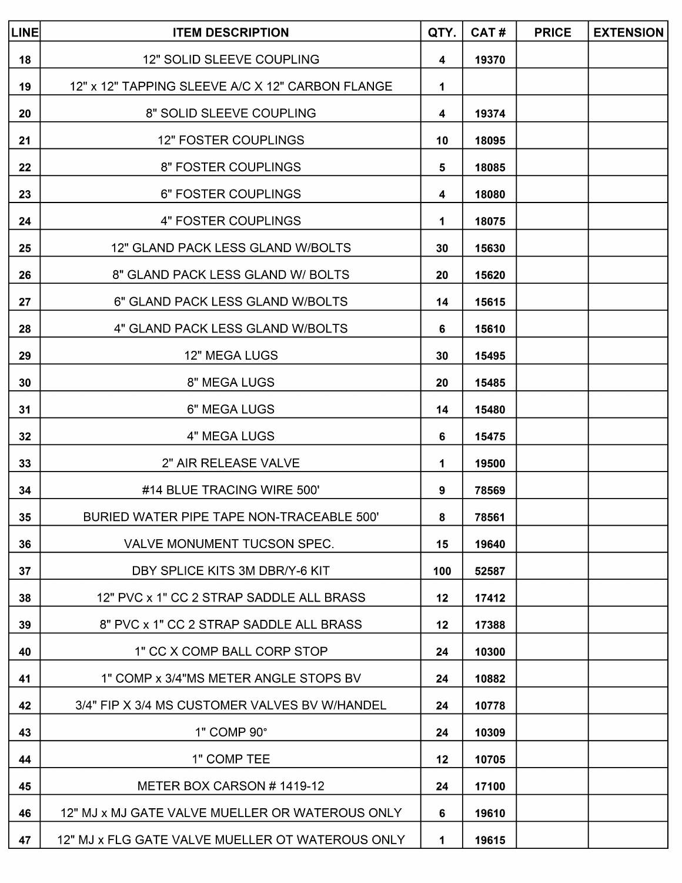| LINE | ITEM DESCRIPTION | QTY. | CAT # | PRICE | EXTENSION |
|---|---|---|---|---|---|
| 18 | 12" SOLID SLEEVE COUPLING | 4 | 19370 | | |
| 19 | 12" x 12" TAPPING SLEEVE A/C X 12" CARBON FLANGE | 1 | | | |
| 20 | 8" SOLID SLEEVE COUPLING | 4 | 19374 | | |
| 21 | 12" FOSTER COUPLINGS | 10 | 18095 | | |
| 22 | 8" FOSTER COUPLINGS | 5 | 18085 | | |
| 23 | 6" FOSTER COUPLINGS | 4 | 18080 | | |
| 24 | 4" FOSTER COUPLINGS | 1 | 18075 | | |
| 25 | 12" GLAND PACK LESS GLAND W/BOLTS | 30 | 15630 | | |
| 26 | 8" GLAND PACK LESS GLAND W/ BOLTS | 20 | 15620 | | |
| 27 | 6" GLAND PACK LESS GLAND W/BOLTS | 14 | 15615 | | |
| 28 | 4" GLAND PACK LESS GLAND W/BOLTS | 6 | 15610 | | |
| 29 | 12" MEGA LUGS | 30 | 15495 | | |
| 30 | 8" MEGA LUGS | 20 | 15485 | | |
| 31 | 6" MEGA LUGS | 14 | 15480 | | |
| 32 | 4" MEGA LUGS | 6 | 15475 | | |
| 33 | 2" AIR RELEASE VALVE | 1 | 19500 | | |
| 34 | #14 BLUE TRACING WIRE 500' | 9 | 78569 | | |
| 35 | BURIED WATER PIPE TAPE NON-TRACEABLE 500' | 8 | 78561 | | |
| 36 | VALVE MONUMENT TUCSON SPEC. | 15 | 19640 | | |
| 37 | DBY SPLICE KITS 3M DBR/Y-6 KIT | 100 | 52587 | | |
| 38 | 12" PVC x 1" CC 2 STRAP SADDLE ALL BRASS | 12 | 17412 | | |
| 39 | 8" PVC x 1" CC 2 STRAP SADDLE ALL BRASS | 12 | 17388 | | |
| 40 | 1" CC X COMP BALL CORP STOP | 24 | 10300 | | |
| 41 | 1" COMP x 3/4"MS METER ANGLE STOPS BV | 24 | 10882 | | |
| 42 | 3/4" FIP X 3/4 MS CUSTOMER VALVES BV W/HANDEL | 24 | 10778 | | |
| 43 | 1" COMP 90° | 24 | 10309 | | |
| 44 | 1" COMP TEE | 12 | 10705 | | |
| 45 | METER BOX CARSON # 1419-12 | 24 | 17100 | | |
| 46 | 12" MJ x MJ GATE VALVE MUELLER OR WATEROUS ONLY | 6 | 19610 | | |
| 47 | 12" MJ x FLG GATE VALVE MUELLER OT WATEROUS ONLY | 1 | 19615 | | |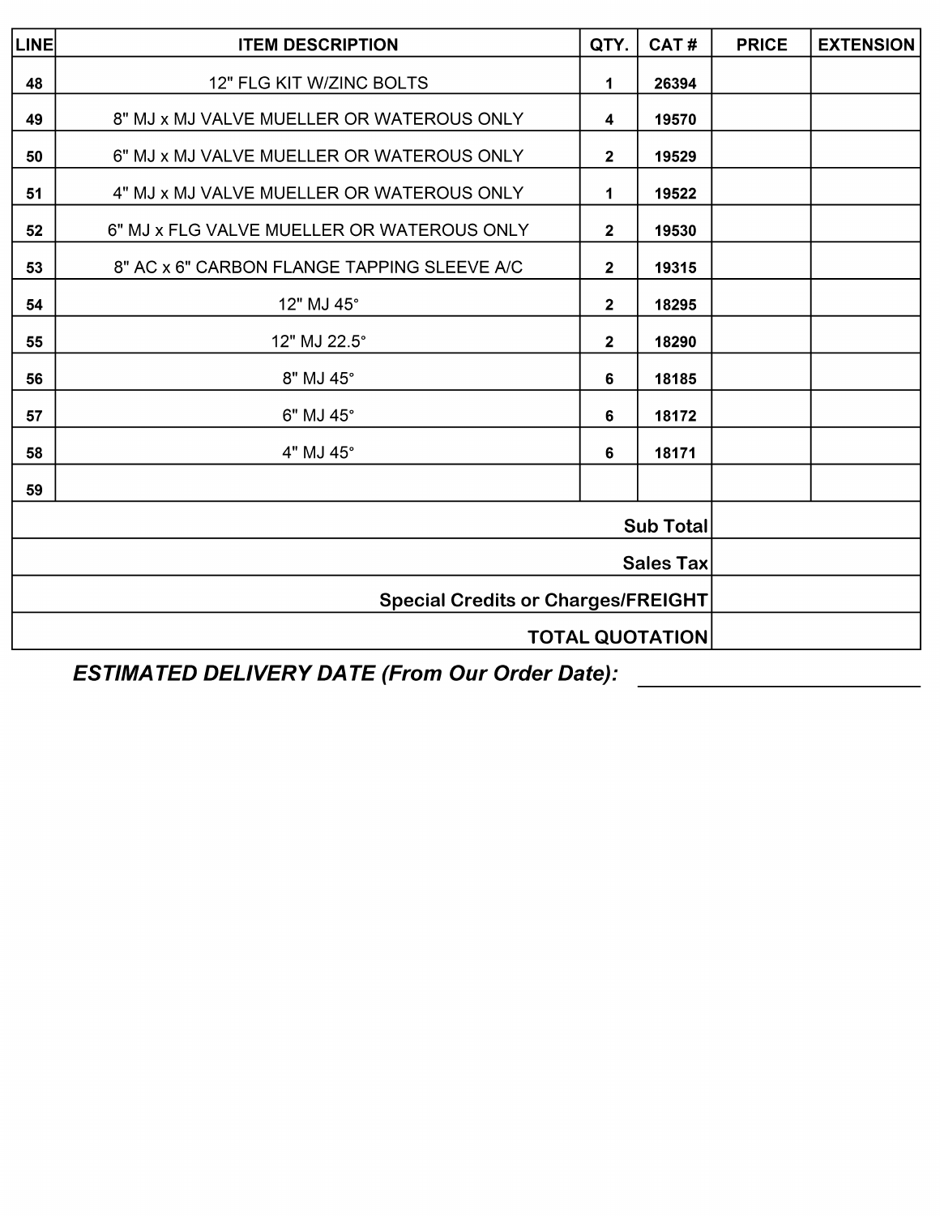| LINE | ITEM DESCRIPTION | QTY. | CAT # | PRICE | EXTENSION |
|---|---|---|---|---|---|
| 48 | 12" FLG KIT W/ZINC BOLTS | 1 | 26394 | | |
| 49 | 8" MJ x MJ VALVE MUELLER OR WATEROUS ONLY | 4 | 19570 | | |
| 50 | 6" MJ x MJ VALVE MUELLER OR WATEROUS ONLY | 2 | 19529 | | |
| 51 | 4" MJ x MJ VALVE MUELLER OR WATEROUS ONLY | 1 | 19522 | | |
| 52 | 6" MJ x FLG VALVE MUELLER OR WATEROUS ONLY | 2 | 19530 | | |
| 53 | 8" AC x 6" CARBON FLANGE TAPPING SLEEVE A/C | 2 | 19315 | | |
| 54 | 12" MJ 45° | 2 | 18295 | | |
| 55 | 12" MJ 22.5° | 2 | 18290 | | |
| 56 | 8" MJ 45° | 6 | 18185 | | |
| 57 | 6" MJ 45° | 6 | 18172 | | |
| 58 | 4" MJ 45° | 6 | 18171 | | |
| 59 | | | | | |
| | | | | **Sub Total** | |
| | | | | **Sales Tax** | |
| | | | | **Special Credits or Charges/FREIGHT** | |
| | | | | **TOTAL QUOTATION** | |

***ESTIMATED DELIVERY DATE (From Our Order Date):*** ______________________